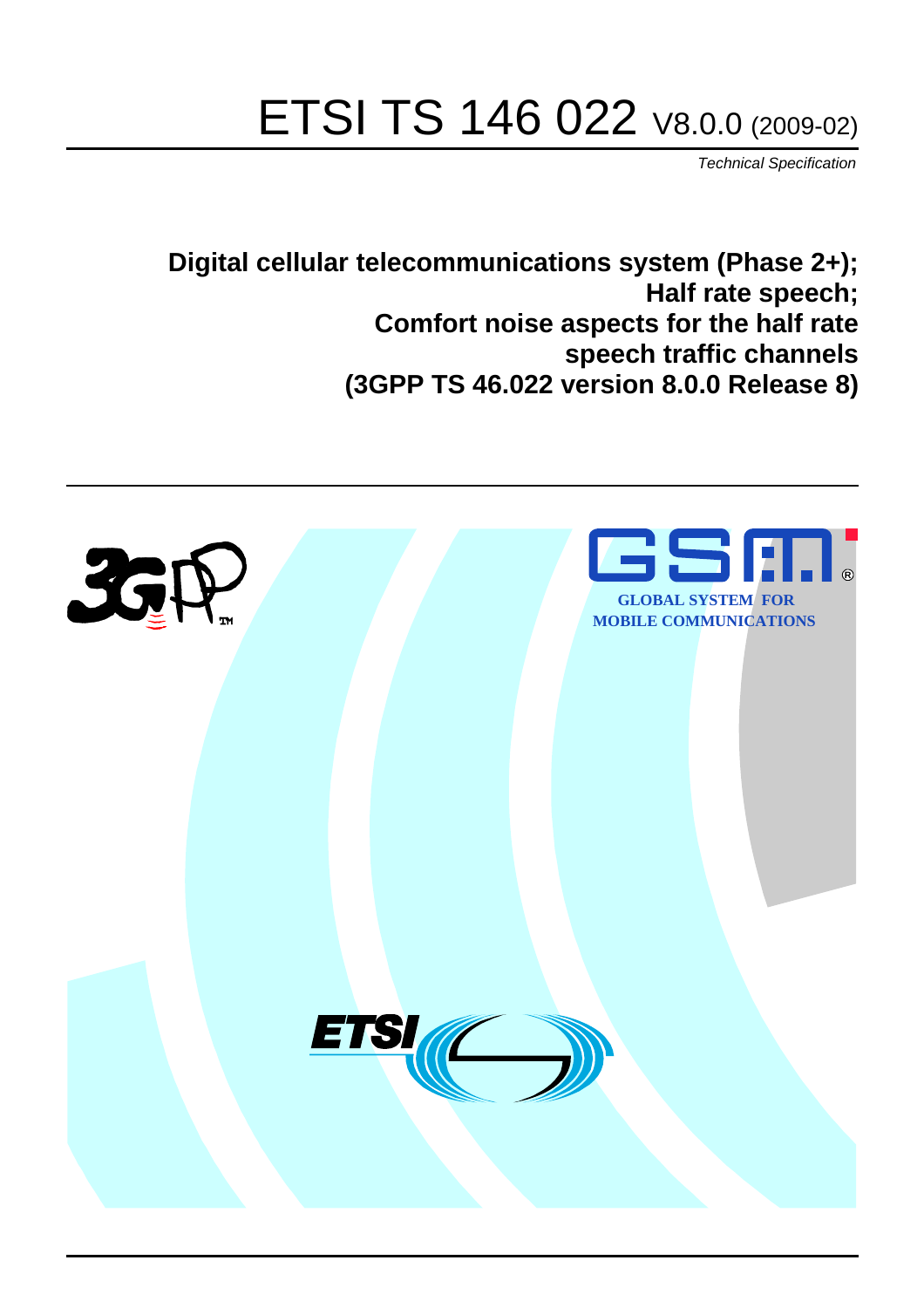# ETSI TS 146 022 V8.0.0 (2009-02)

*Technical Specification*

**Digital cellular telecommunications system (Phase 2+);
Half rate speech;
Comfort noise aspects for the half rate
speech traffic channels
(3GPP TS 46.022 version 8.0.0 Release 8)**

GLOBAL SYSTEM FOR
MOBILE COMMUNICATIONS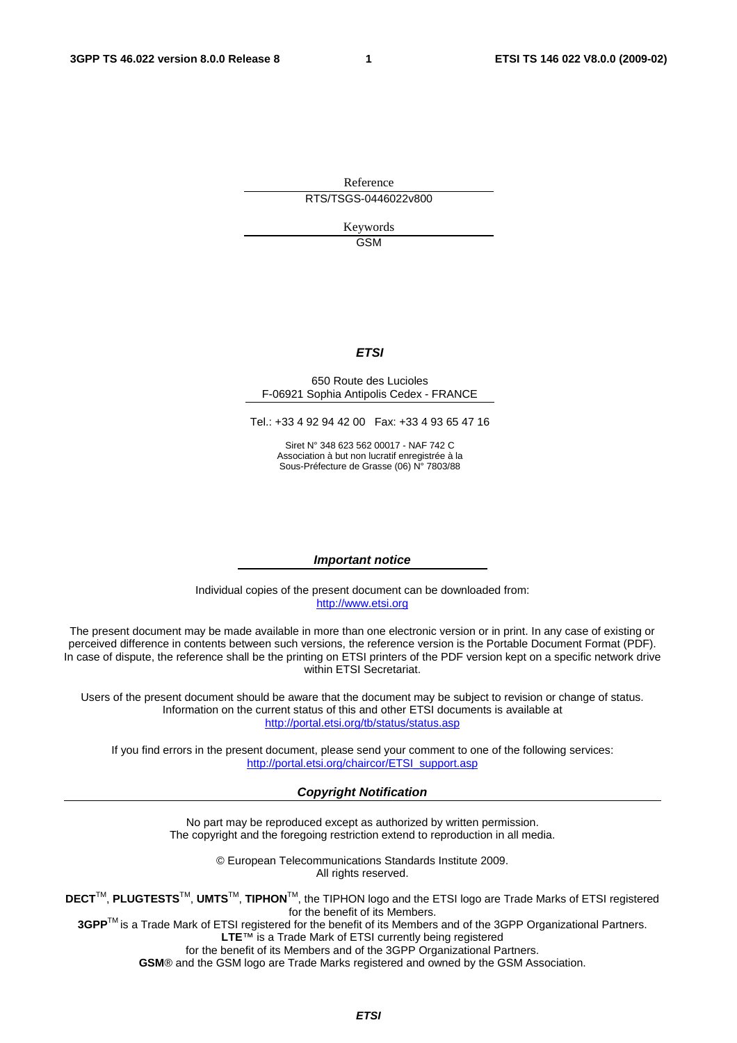Reference

RTS/TSGS-0446022v800

Keywords

GSM

***ETSI***

650 Route des Lucioles
F-06921 Sophia Antipolis Cedex - FRANCE

Tel.: +33 4 92 94 42 00 Fax: +33 4 93 65 47 16

Siret N° 348 623 562 00017 - NAF 742 C
Association à but non lucratif enregistrée à la
Sous-Préfecture de Grasse (06) N° 7803/88

***Important notice***

Individual copies of the present document can be downloaded from:
http://www.etsi.org

The present document may be made available in more than one electronic version or in print. In any case of existing or perceived difference in contents between such versions, the reference version is the Portable Document Format (PDF). In case of dispute, the reference shall be the printing on ETSI printers of the PDF version kept on a specific network drive within ETSI Secretariat.

Users of the present document should be aware that the document may be subject to revision or change of status. Information on the current status of this and other ETSI documents is available at
http://portal.etsi.org/tb/status/status.asp

If you find errors in the present document, please send your comment to one of the following services:
http://portal.etsi.org/chaircor/ETSI_support.asp

***Copyright Notification***

No part may be reproduced except as authorized by written permission.
The copyright and the foregoing restriction extend to reproduction in all media.

© European Telecommunications Standards Institute 2009.
All rights reserved.

**DECT**™, **PLUGTESTS**™, **UMTS**™, **TIPHON**™, the TIPHON logo and the ETSI logo are Trade Marks of ETSI registered for the benefit of its Members.
**3GPP**™ is a Trade Mark of ETSI registered for the benefit of its Members and of the 3GPP Organizational Partners.
**LTE**™ is a Trade Mark of ETSI currently being registered
for the benefit of its Members and of the 3GPP Organizational Partners.
**GSM**® and the GSM logo are Trade Marks registered and owned by the GSM Association.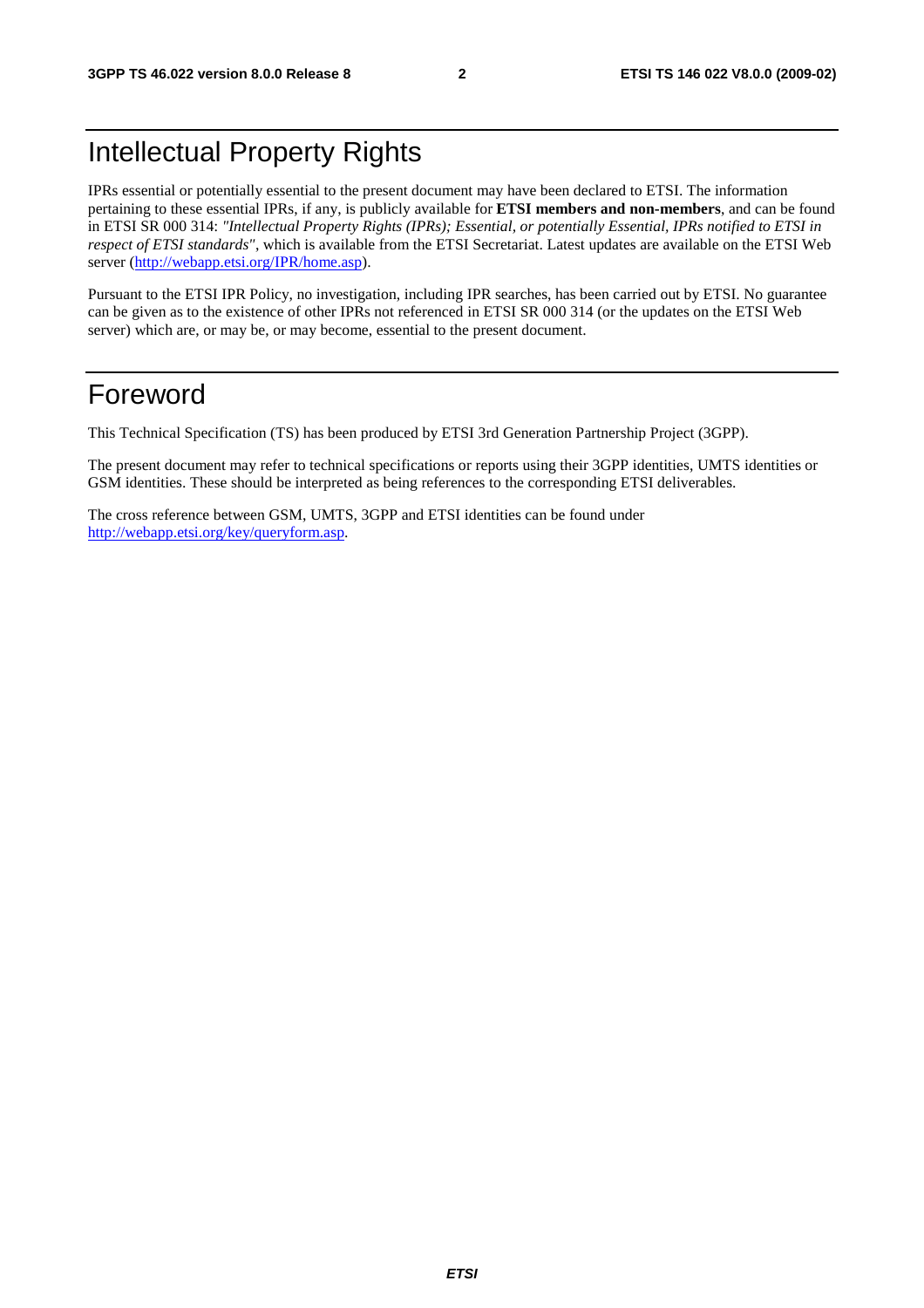# Intellectual Property Rights

IPRs essential or potentially essential to the present document may have been declared to ETSI. The information pertaining to these essential IPRs, if any, is publicly available for **ETSI members and non-members**, and can be found in ETSI SR 000 314: *"Intellectual Property Rights (IPRs); Essential, or potentially Essential, IPRs notified to ETSI in respect of ETSI standards"*, which is available from the ETSI Secretariat. Latest updates are available on the ETSI Web server (http://webapp.etsi.org/IPR/home.asp).

Pursuant to the ETSI IPR Policy, no investigation, including IPR searches, has been carried out by ETSI. No guarantee can be given as to the existence of other IPRs not referenced in ETSI SR 000 314 (or the updates on the ETSI Web server) which are, or may be, or may become, essential to the present document.

# Foreword

This Technical Specification (TS) has been produced by ETSI 3rd Generation Partnership Project (3GPP).

The present document may refer to technical specifications or reports using their 3GPP identities, UMTS identities or GSM identities. These should be interpreted as being references to the corresponding ETSI deliverables.

The cross reference between GSM, UMTS, 3GPP and ETSI identities can be found under http://webapp.etsi.org/key/queryform.asp.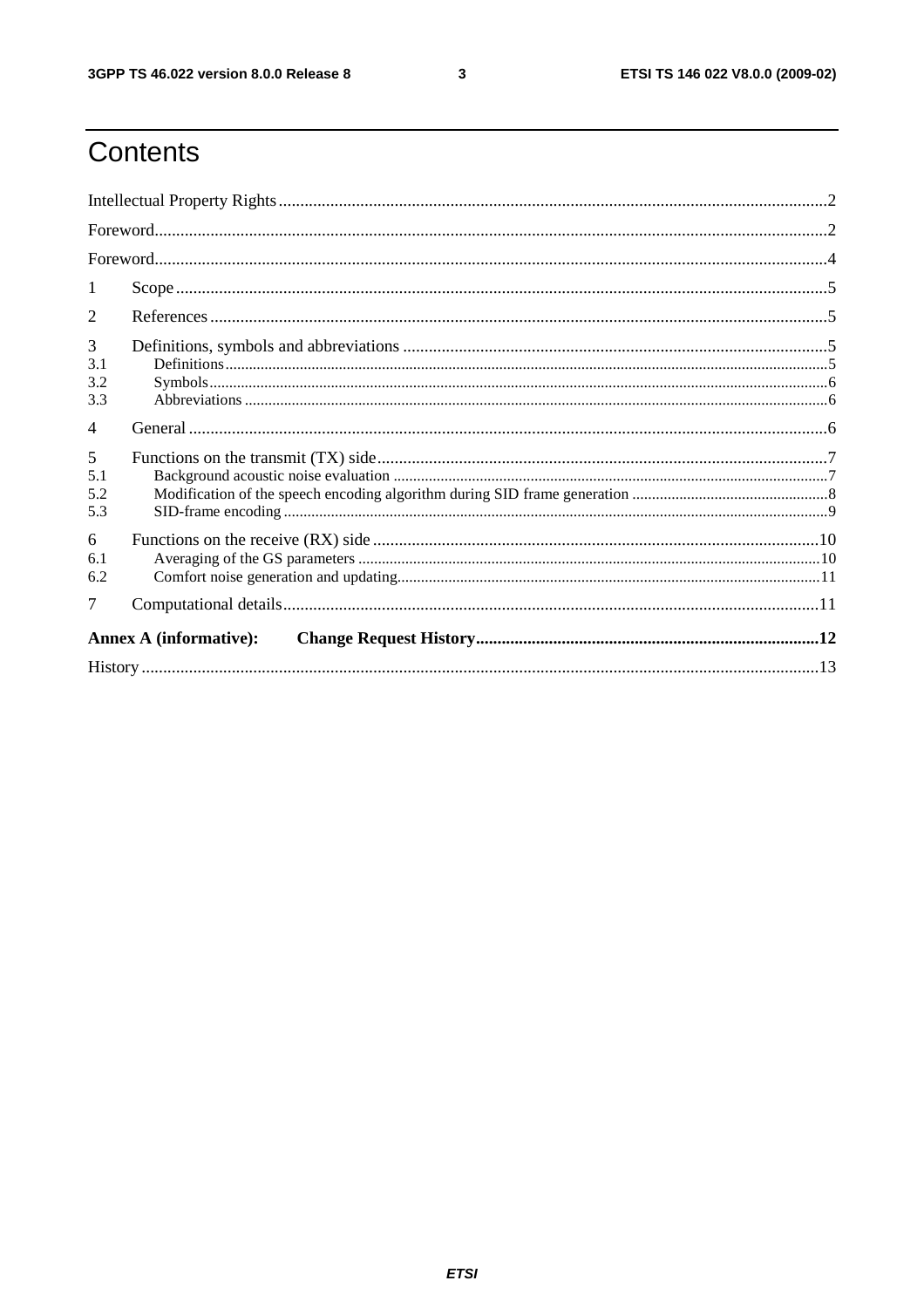# Contents

Intellectual Property Rights ... 2

Foreword ... 2

Foreword ... 4

1 Scope ... 5

2 References ... 5

3 Definitions, symbols and abbreviations ... 5

3.1 Definitions ... 5

3.2 Symbols ... 6

3.3 Abbreviations ... 6

4 General ... 6

5 Functions on the transmit (TX) side ... 7

5.1 Background acoustic noise evaluation ... 7

5.2 Modification of the speech encoding algorithm during SID frame generation ... 8

5.3 SID-frame encoding ... 9

6 Functions on the receive (RX) side ... 10

6.1 Averaging of the GS parameters ... 10

6.2 Comfort noise generation and updating ... 11

7 Computational details ... 11

**Annex A (informative): Change Request History ... 12**

History ... 13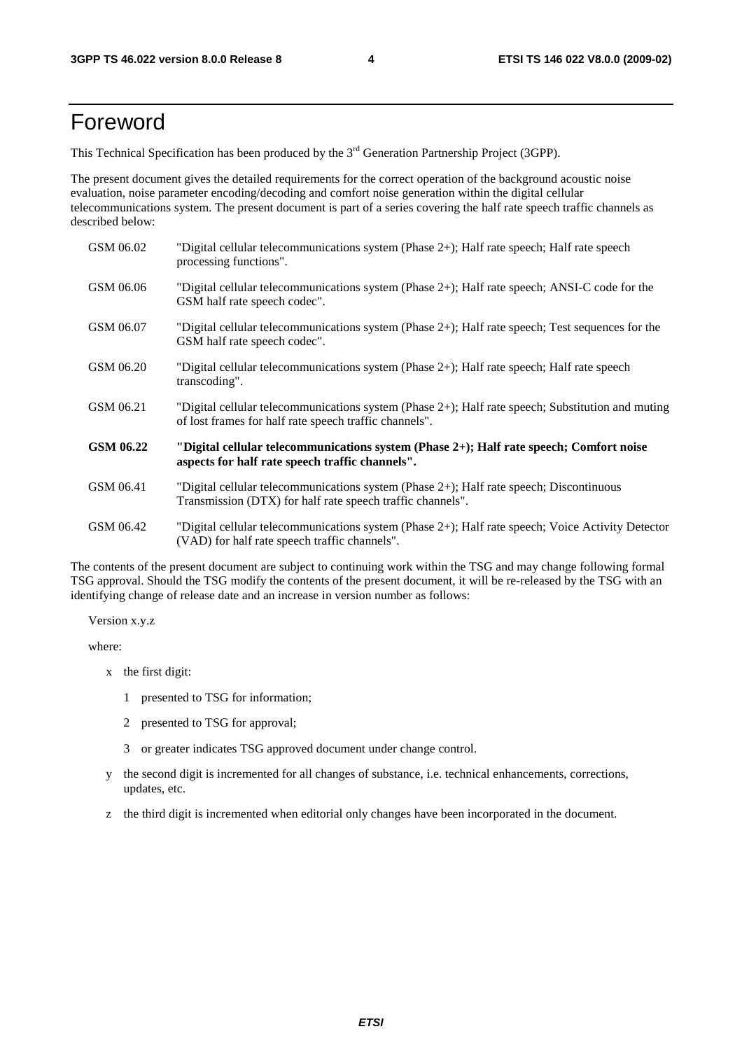# Foreword

This Technical Specification has been produced by the 3rd Generation Partnership Project (3GPP).

The present document gives the detailed requirements for the correct operation of the background acoustic noise evaluation, noise parameter encoding/decoding and comfort noise generation within the digital cellular telecommunications system. The present document is part of a series covering the half rate speech traffic channels as described below:

| | |
|---|---|
| GSM 06.02 | "Digital cellular telecommunications system (Phase 2+); Half rate speech; Half rate speech processing functions". |
| GSM 06.06 | "Digital cellular telecommunications system (Phase 2+); Half rate speech; ANSI-C code for the GSM half rate speech codec". |
| GSM 06.07 | "Digital cellular telecommunications system (Phase 2+); Half rate speech; Test sequences for the GSM half rate speech codec". |
| GSM 06.20 | "Digital cellular telecommunications system (Phase 2+); Half rate speech; Half rate speech transcoding". |
| GSM 06.21 | "Digital cellular telecommunications system (Phase 2+); Half rate speech; Substitution and muting of lost frames for half rate speech traffic channels". |
| **GSM 06.22** | **"Digital cellular telecommunications system (Phase 2+); Half rate speech; Comfort noise aspects for half rate speech traffic channels".** |
| GSM 06.41 | "Digital cellular telecommunications system (Phase 2+); Half rate speech; Discontinuous Transmission (DTX) for half rate speech traffic channels". |
| GSM 06.42 | "Digital cellular telecommunications system (Phase 2+); Half rate speech; Voice Activity Detector (VAD) for half rate speech traffic channels". |

The contents of the present document are subject to continuing work within the TSG and may change following formal TSG approval. Should the TSG modify the contents of the present document, it will be re-released by the TSG with an identifying change of release date and an increase in version number as follows:

Version x.y.z

where:

- x the first digit:
  - 1 presented to TSG for information;
  - 2 presented to TSG for approval;
  - 3 or greater indicates TSG approved document under change control.
- y the second digit is incremented for all changes of substance, i.e. technical enhancements, corrections, updates, etc.
- z the third digit is incremented when editorial only changes have been incorporated in the document.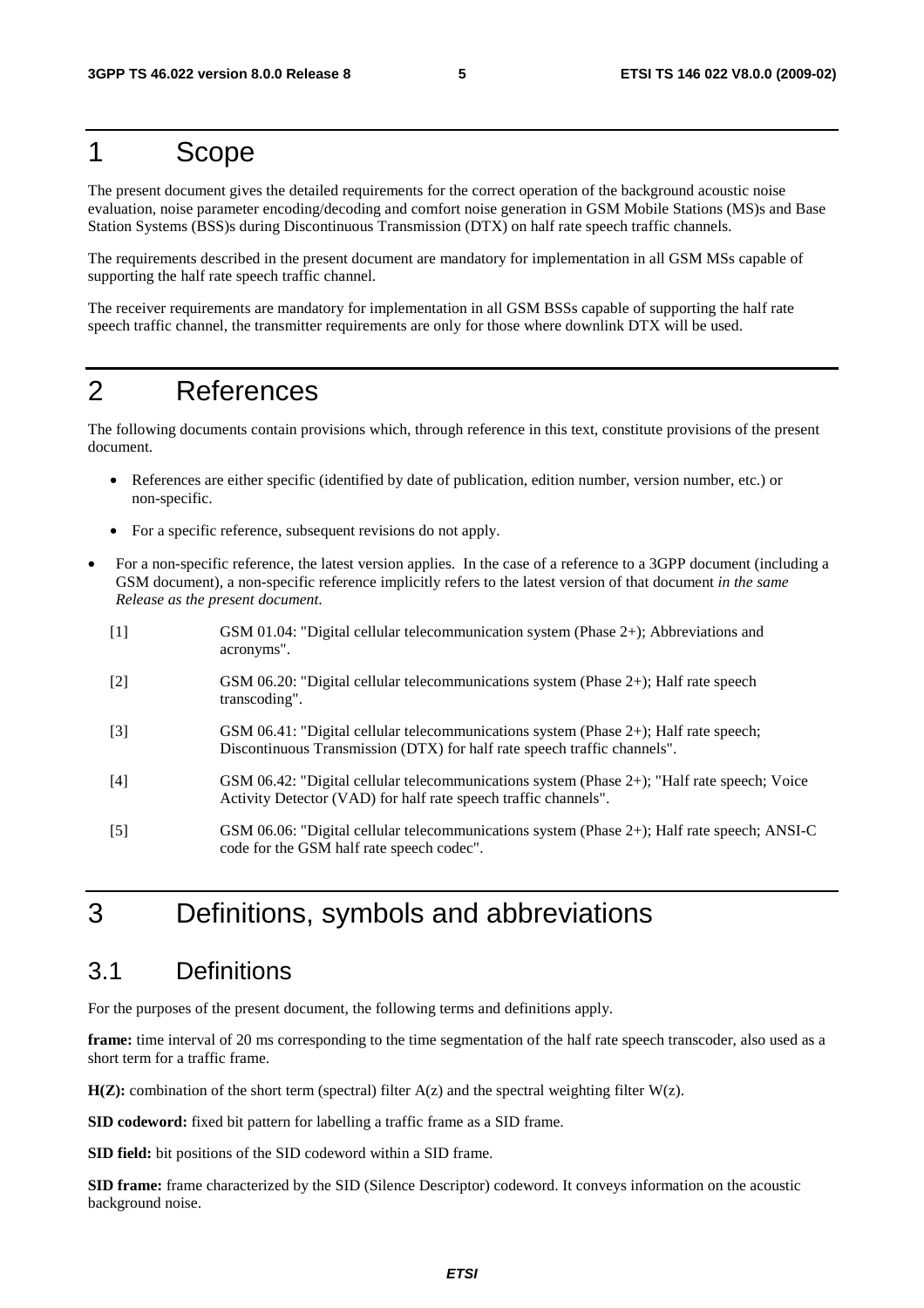# 1 Scope

The present document gives the detailed requirements for the correct operation of the background acoustic noise evaluation, noise parameter encoding/decoding and comfort noise generation in GSM Mobile Stations (MS)s and Base Station Systems (BSS)s during Discontinuous Transmission (DTX) on half rate speech traffic channels.

The requirements described in the present document are mandatory for implementation in all GSM MSs capable of supporting the half rate speech traffic channel.

The receiver requirements are mandatory for implementation in all GSM BSSs capable of supporting the half rate speech traffic channel, the transmitter requirements are only for those where downlink DTX will be used.

# 2 References

The following documents contain provisions which, through reference in this text, constitute provisions of the present document.

- References are either specific (identified by date of publication, edition number, version number, etc.) or non-specific.
- For a specific reference, subsequent revisions do not apply.
- For a non-specific reference, the latest version applies. In the case of a reference to a 3GPP document (including a GSM document), a non-specific reference implicitly refers to the latest version of that document *in the same Release as the present document*.

[1] GSM 01.04: "Digital cellular telecommunication system (Phase 2+); Abbreviations and acronyms".

[2] GSM 06.20: "Digital cellular telecommunications system (Phase 2+); Half rate speech transcoding".

[3] GSM 06.41: "Digital cellular telecommunications system (Phase 2+); Half rate speech; Discontinuous Transmission (DTX) for half rate speech traffic channels".

[4] GSM 06.42: "Digital cellular telecommunications system (Phase 2+); "Half rate speech; Voice Activity Detector (VAD) for half rate speech traffic channels".

[5] GSM 06.06: "Digital cellular telecommunications system (Phase 2+); Half rate speech; ANSI-C code for the GSM half rate speech codec".

# 3 Definitions, symbols and abbreviations

## 3.1 Definitions

For the purposes of the present document, the following terms and definitions apply.

**frame:** time interval of 20 ms corresponding to the time segmentation of the half rate speech transcoder, also used as a short term for a traffic frame.

**H(Z):** combination of the short term (spectral) filter A(z) and the spectral weighting filter W(z).

**SID codeword:** fixed bit pattern for labelling a traffic frame as a SID frame.

**SID field:** bit positions of the SID codeword within a SID frame.

**SID frame:** frame characterized by the SID (Silence Descriptor) codeword. It conveys information on the acoustic background noise.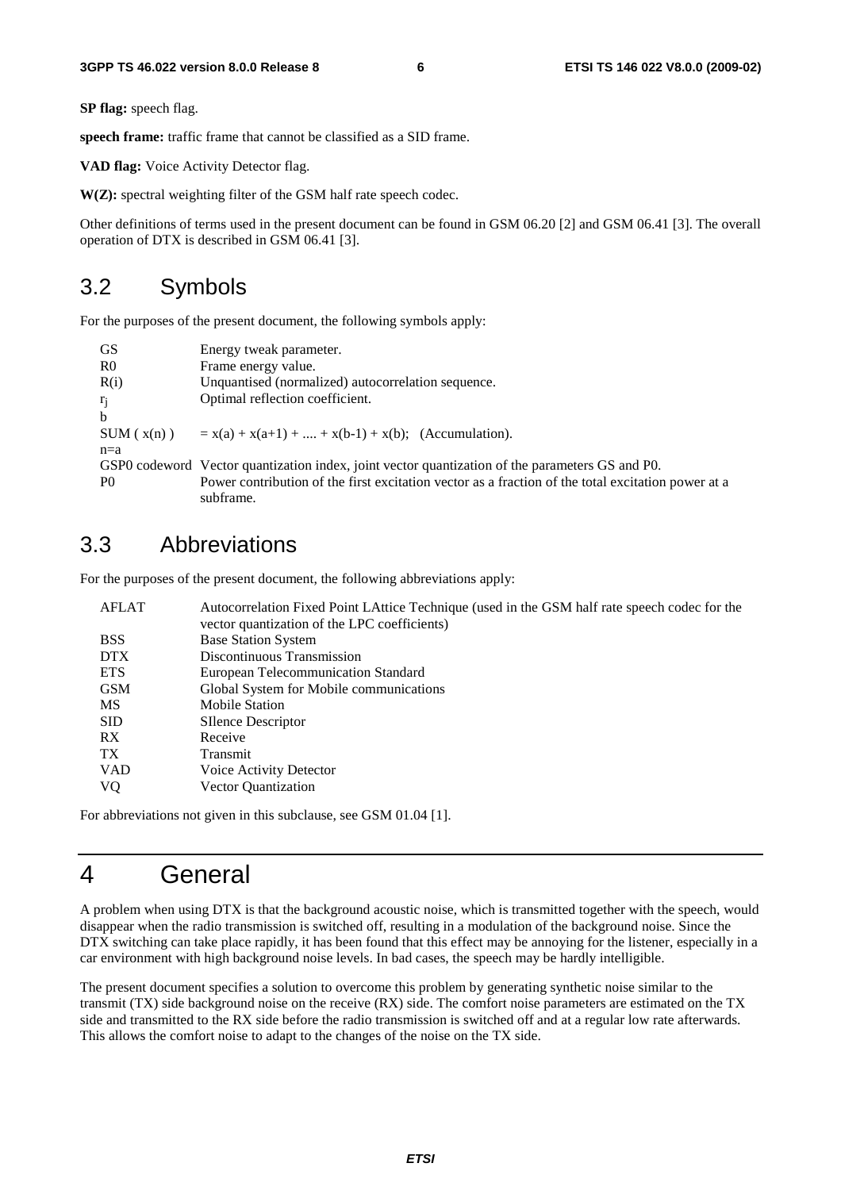**SP flag:** speech flag.

**speech frame:** traffic frame that cannot be classified as a SID frame.

**VAD flag:** Voice Activity Detector flag.

**W(Z):** spectral weighting filter of the GSM half rate speech codec.

Other definitions of terms used in the present document can be found in GSM 06.20 [2] and GSM 06.41 [3]. The overall operation of DTX is described in GSM 06.41 [3].

## 3.2 Symbols

For the purposes of the present document, the following symbols apply:

| | |
|---|---|
| GS | Energy tweak parameter. |
| R0 | Frame energy value. |
| R(i) | Unquantised (normalized) autocorrelation sequence. |
| $r_j$ | Optimal reflection coefficient. |
| $\mathrm{SUM}_{n=a}^{b}(x(n))$ | $= x(a) + x(a+1) + .... + x(b-1) + x(b)$; (Accumulation). |
| GSP0 codeword | Vector quantization index, joint vector quantization of the parameters GS and P0. |
| P0 | Power contribution of the first excitation vector as a fraction of the total excitation power at a subframe. |

## 3.3 Abbreviations

For the purposes of the present document, the following abbreviations apply:

| | |
|---|---|
| AFLAT | Autocorrelation Fixed Point LAttice Technique (used in the GSM half rate speech codec for the vector quantization of the LPC coefficients) |
| BSS | Base Station System |
| DTX | Discontinuous Transmission |
| ETS | European Telecommunication Standard |
| GSM | Global System for Mobile communications |
| MS | Mobile Station |
| SID | SIlence Descriptor |
| RX | Receive |
| TX | Transmit |
| VAD | Voice Activity Detector |
| VQ | Vector Quantization |

For abbreviations not given in this subclause, see GSM 01.04 [1].

# 4 General

A problem when using DTX is that the background acoustic noise, which is transmitted together with the speech, would disappear when the radio transmission is switched off, resulting in a modulation of the background noise. Since the DTX switching can take place rapidly, it has been found that this effect may be annoying for the listener, especially in a car environment with high background noise levels. In bad cases, the speech may be hardly intelligible.

The present document specifies a solution to overcome this problem by generating synthetic noise similar to the transmit (TX) side background noise on the receive (RX) side. The comfort noise parameters are estimated on the TX side and transmitted to the RX side before the radio transmission is switched off and at a regular low rate afterwards. This allows the comfort noise to adapt to the changes of the noise on the TX side.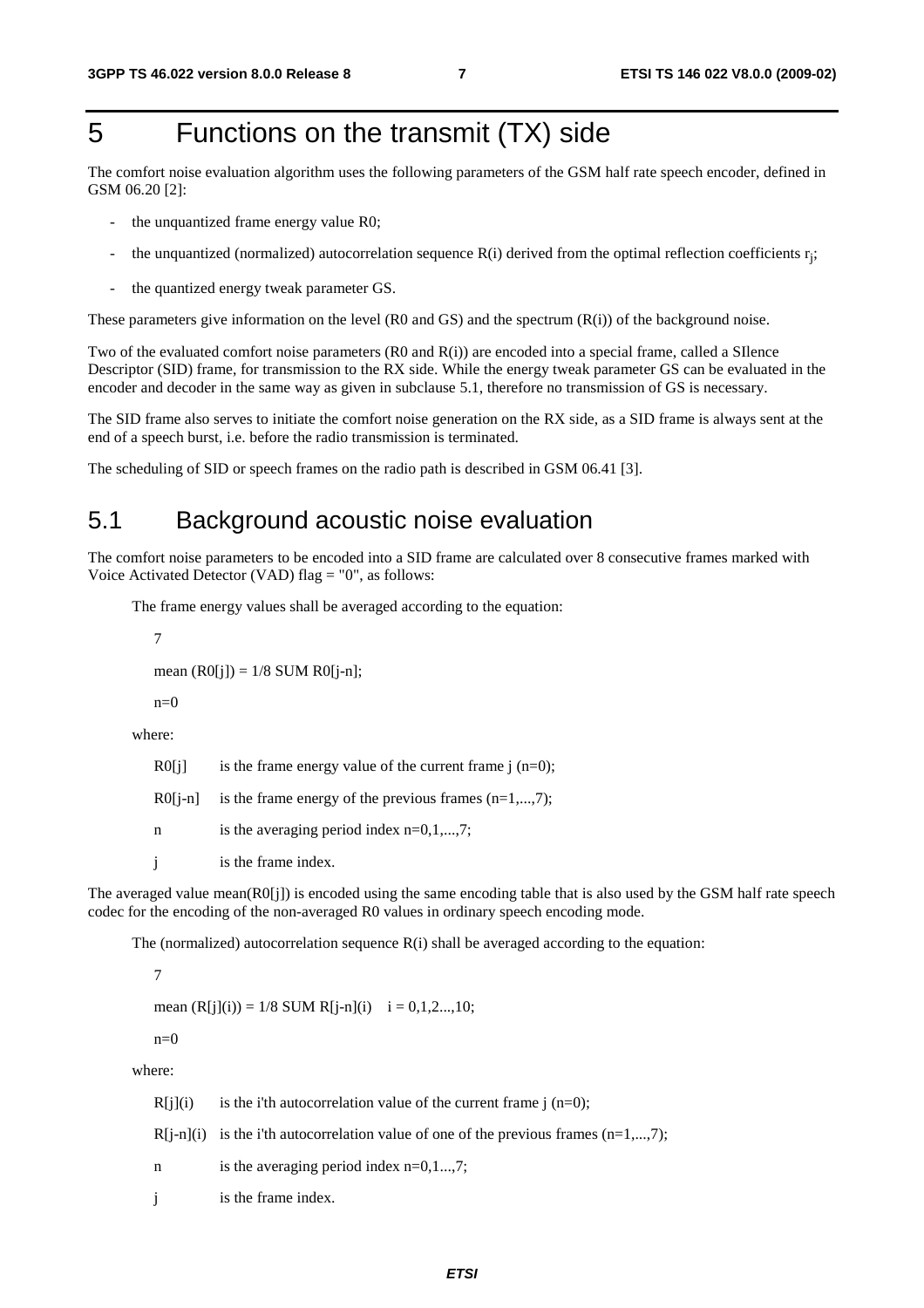# 5 Functions on the transmit (TX) side

The comfort noise evaluation algorithm uses the following parameters of the GSM half rate speech encoder, defined in GSM 06.20 [2]:

- the unquantized frame energy value R0;
- the unquantized (normalized) autocorrelation sequence R(i) derived from the optimal reflection coefficients $r_j$;
- the quantized energy tweak parameter GS.

These parameters give information on the level (R0 and GS) and the spectrum (R(i)) of the background noise.

Two of the evaluated comfort noise parameters (R0 and R(i)) are encoded into a special frame, called a SIlence Descriptor (SID) frame, for transmission to the RX side. While the energy tweak parameter GS can be evaluated in the encoder and decoder in the same way as given in subclause 5.1, therefore no transmission of GS is necessary.

The SID frame also serves to initiate the comfort noise generation on the RX side, as a SID frame is always sent at the end of a speech burst, i.e. before the radio transmission is terminated.

The scheduling of SID or speech frames on the radio path is described in GSM 06.41 [3].

## 5.1 Background acoustic noise evaluation

The comfort noise parameters to be encoded into a SID frame are calculated over 8 consecutive frames marked with Voice Activated Detector (VAD) flag = "0", as follows:

The frame energy values shall be averaged according to the equation:

$$\text{mean}(R0[j]) = 1/8 \sum_{n=0}^{7} R0[j-n];$$

where:

- R0[j] is the frame energy value of the current frame j (n=0);
- R0[j-n] is the frame energy of the previous frames (n=1,...,7);
- n is the averaging period index n=0,1,...,7;
- j is the frame index.

The averaged value mean(R0[j]) is encoded using the same encoding table that is also used by the GSM half rate speech codec for the encoding of the non-averaged R0 values in ordinary speech encoding mode.

The (normalized) autocorrelation sequence R(i) shall be averaged according to the equation:

$$\text{mean}(R[j](i)) = 1/8 \sum_{n=0}^{7} R[j-n](i) \quad i = 0,1,2...,10;$$

where:

- R[j](i) is the i'th autocorrelation value of the current frame j (n=0);
- R[j-n](i) is the i'th autocorrelation value of one of the previous frames (n=1,...,7);
- n is the averaging period index n=0,1...,7;
- j is the frame index.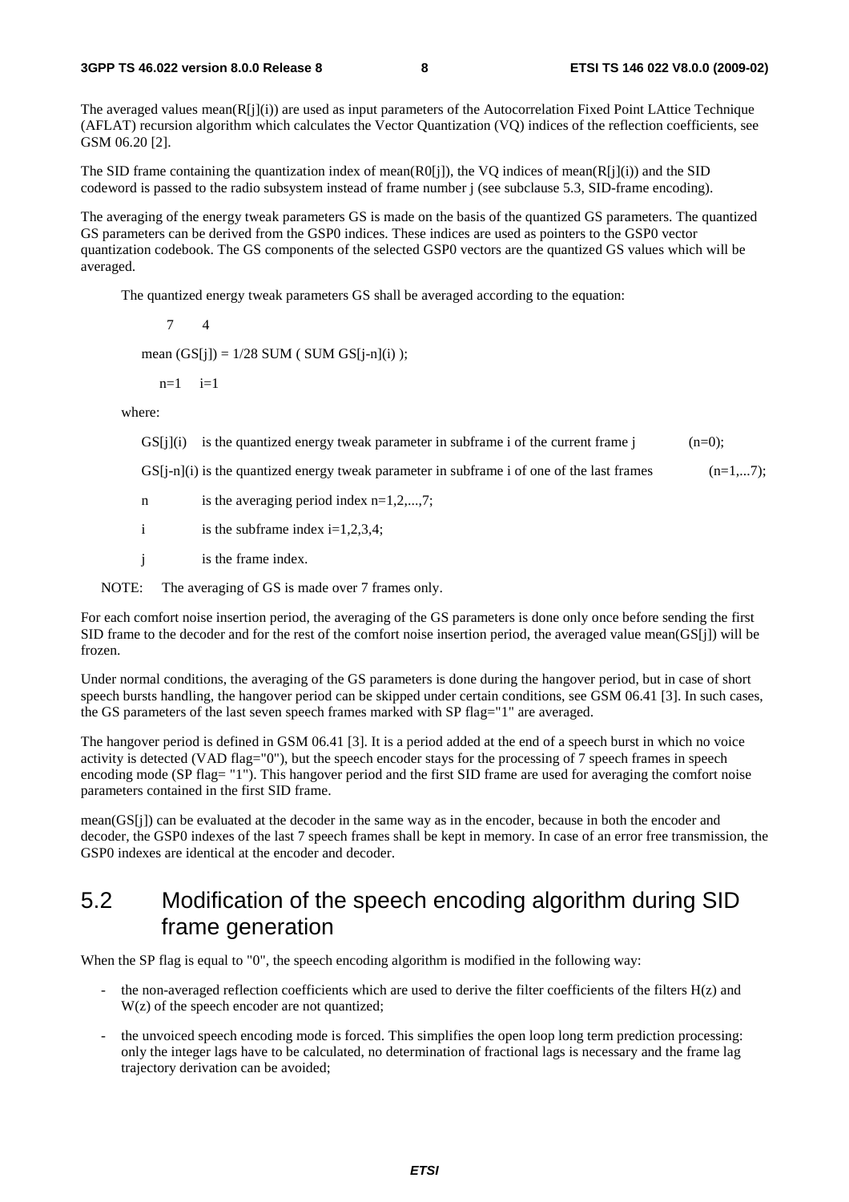The averaged values mean(R[j](i)) are used as input parameters of the Autocorrelation Fixed Point LAttice Technique (AFLAT) recursion algorithm which calculates the Vector Quantization (VQ) indices of the reflection coefficients, see GSM 06.20 [2].

The SID frame containing the quantization index of mean(R0[j]), the VQ indices of mean(R[j](i)) and the SID codeword is passed to the radio subsystem instead of frame number j (see subclause 5.3, SID-frame encoding).

The averaging of the energy tweak parameters GS is made on the basis of the quantized GS parameters. The quantized GS parameters can be derived from the GSP0 indices. These indices are used as pointers to the GSP0 vector quantization codebook. The GS components of the selected GSP0 vectors are the quantized GS values which will be averaged.

The quantized energy tweak parameters GS shall be averaged according to the equation:

$$\text{mean}(GS[j]) = 1/28 \sum_{n=1}^{7} \left( \sum_{i=1}^{4} GS[j-n](i) \right);$$

where:

| | | |
|---|---|---|
| GS[j](i) | is the quantized energy tweak parameter in subframe i of the current frame j | (n=0); |
| GS[j-n](i) | is the quantized energy tweak parameter in subframe i of one of the last frames | (n=1,...7); |
| n | is the averaging period index n=1,2,...,7; | |
| i | is the subframe index i=1,2,3,4; | |
| j | is the frame index. | |

NOTE: The averaging of GS is made over 7 frames only.

For each comfort noise insertion period, the averaging of the GS parameters is done only once before sending the first SID frame to the decoder and for the rest of the comfort noise insertion period, the averaged value mean(GS[j]) will be frozen.

Under normal conditions, the averaging of the GS parameters is done during the hangover period, but in case of short speech bursts handling, the hangover period can be skipped under certain conditions, see GSM 06.41 [3]. In such cases, the GS parameters of the last seven speech frames marked with SP flag="1" are averaged.

The hangover period is defined in GSM 06.41 [3]. It is a period added at the end of a speech burst in which no voice activity is detected (VAD flag="0"), but the speech encoder stays for the processing of 7 speech frames in speech encoding mode (SP flag= "1"). This hangover period and the first SID frame are used for averaging the comfort noise parameters contained in the first SID frame.

mean(GS[j]) can be evaluated at the decoder in the same way as in the encoder, because in both the encoder and decoder, the GSP0 indexes of the last 7 speech frames shall be kept in memory. In case of an error free transmission, the GSP0 indexes are identical at the encoder and decoder.

## 5.2 Modification of the speech encoding algorithm during SID frame generation

When the SP flag is equal to "0", the speech encoding algorithm is modified in the following way:

- the non-averaged reflection coefficients which are used to derive the filter coefficients of the filters H(z) and W(z) of the speech encoder are not quantized;
- the unvoiced speech encoding mode is forced. This simplifies the open loop long term prediction processing: only the integer lags have to be calculated, no determination of fractional lags is necessary and the frame lag trajectory derivation can be avoided;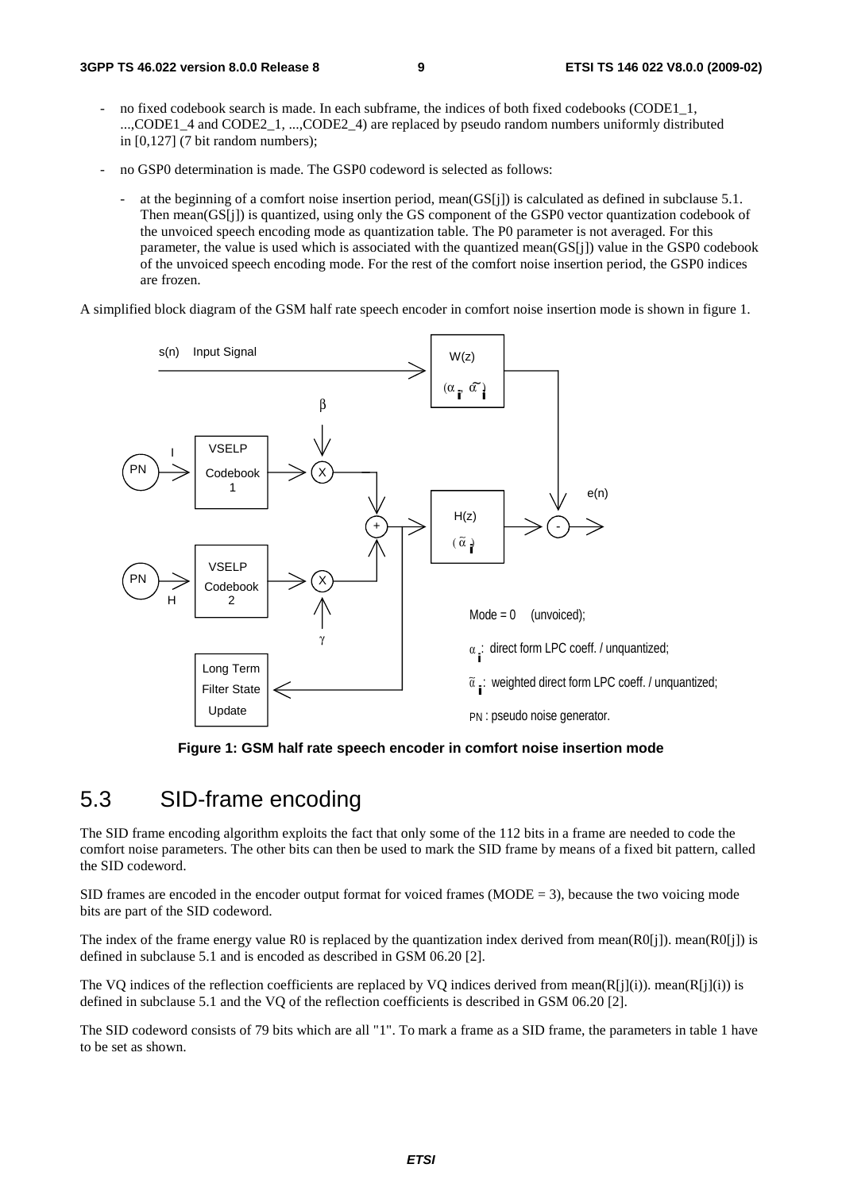- no fixed codebook search is made. In each subframe, the indices of both fixed codebooks (CODE1_1, ...,CODE1_4 and CODE2_1, ...,CODE2_4) are replaced by pseudo random numbers uniformly distributed in [0,127] (7 bit random numbers);

- no GSP0 determination is made. The GSP0 codeword is selected as follows:

  - at the beginning of a comfort noise insertion period, mean(GS[j]) is calculated as defined in subclause 5.1. Then mean(GS[j]) is quantized, using only the GS component of the GSP0 vector quantization codebook of the unvoiced speech encoding mode as quantization table. The P0 parameter is not averaged. For this parameter, the value is used which is associated with the quantized mean(GS[j]) value in the GSP0 codebook of the unvoiced speech encoding mode. For the rest of the comfort noise insertion period, the GSP0 indices are frozen.

A simplified block diagram of the GSM half rate speech encoder in comfort noise insertion mode is shown in figure 1.

**Figure 1: GSM half rate speech encoder in comfort noise insertion mode**

## 5.3 SID-frame encoding

The SID frame encoding algorithm exploits the fact that only some of the 112 bits in a frame are needed to code the comfort noise parameters. The other bits can then be used to mark the SID frame by means of a fixed bit pattern, called the SID codeword.

SID frames are encoded in the encoder output format for voiced frames (MODE = 3), because the two voicing mode bits are part of the SID codeword.

The index of the frame energy value R0 is replaced by the quantization index derived from mean(R0[j]). mean(R0[j]) is defined in subclause 5.1 and is encoded as described in GSM 06.20 [2].

The VQ indices of the reflection coefficients are replaced by VQ indices derived from mean(R[j](i)). mean(R[j](i)) is defined in subclause 5.1 and the VQ of the reflection coefficients is described in GSM 06.20 [2].

The SID codeword consists of 79 bits which are all "1". To mark a frame as a SID frame, the parameters in table 1 have to be set as shown.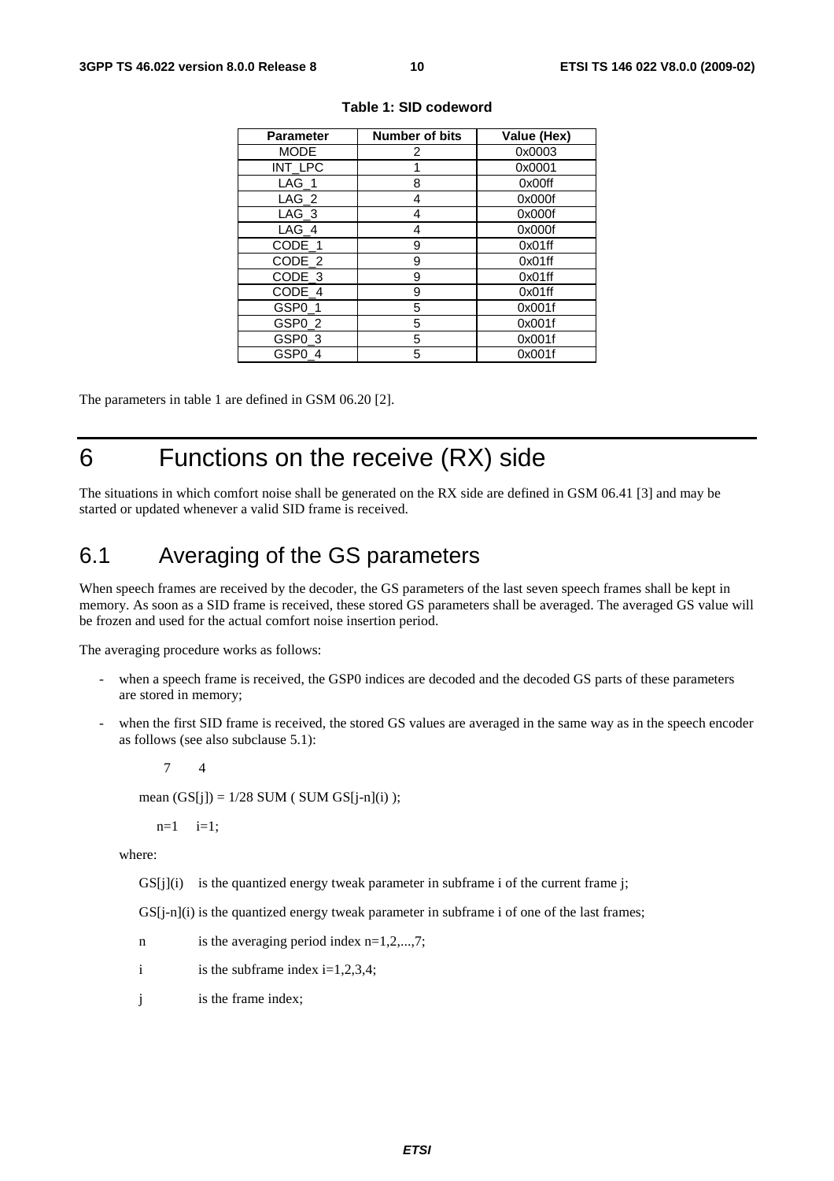**Table 1: SID codeword**

| Parameter | Number of bits | Value (Hex) |
|---|---|---|
| MODE | 2 | 0x0003 |
| INT_LPC | 1 | 0x0001 |
| LAG_1 | 8 | 0x00ff |
| LAG_2 | 4 | 0x000f |
| LAG_3 | 4 | 0x000f |
| LAG_4 | 4 | 0x000f |
| CODE_1 | 9 | 0x01ff |
| CODE_2 | 9 | 0x01ff |
| CODE_3 | 9 | 0x01ff |
| CODE_4 | 9 | 0x01ff |
| GSP0_1 | 5 | 0x001f |
| GSP0_2 | 5 | 0x001f |
| GSP0_3 | 5 | 0x001f |
| GSP0_4 | 5 | 0x001f |

The parameters in table 1 are defined in GSM 06.20 [2].

# 6 Functions on the receive (RX) side

The situations in which comfort noise shall be generated on the RX side are defined in GSM 06.41 [3] and may be started or updated whenever a valid SID frame is received.

## 6.1 Averaging of the GS parameters

When speech frames are received by the decoder, the GS parameters of the last seven speech frames shall be kept in memory. As soon as a SID frame is received, these stored GS parameters shall be averaged. The averaged GS value will be frozen and used for the actual comfort noise insertion period.

The averaging procedure works as follows:

- when a speech frame is received, the GSP0 indices are decoded and the decoded GS parts of these parameters are stored in memory;
- when the first SID frame is received, the stored GS values are averaged in the same way as in the speech encoder as follows (see also subclause 5.1):

$$\text{mean}(GS[j]) = 1/28 \sum_{n=1}^{7} \left( \sum_{i=1}^{4} GS[j-n](i) \right);$$

where:

$GS[j](i)$ is the quantized energy tweak parameter in subframe i of the current frame j;

$GS[j-n](i)$ is the quantized energy tweak parameter in subframe i of one of the last frames;

n is the averaging period index $n=1,2,...,7$;

i is the subframe index $i=1,2,3,4$;

j is the frame index;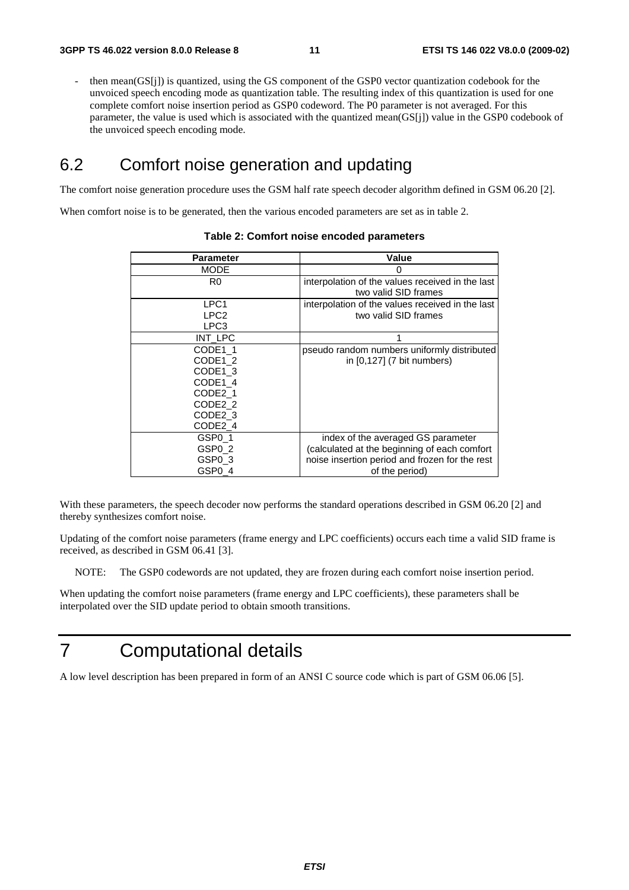- then mean(GS[j]) is quantized, using the GS component of the GSP0 vector quantization codebook for the unvoiced speech encoding mode as quantization table. The resulting index of this quantization is used for one complete comfort noise insertion period as GSP0 codeword. The P0 parameter is not averaged. For this parameter, the value is used which is associated with the quantized mean(GS[j]) value in the GSP0 codebook of the unvoiced speech encoding mode.

## 6.2 Comfort noise generation and updating

The comfort noise generation procedure uses the GSM half rate speech decoder algorithm defined in GSM 06.20 [2].

When comfort noise is to be generated, then the various encoded parameters are set as in table 2.

**Table 2: Comfort noise encoded parameters**

| Parameter | Value |
|---|---|
| MODE | 0 |
| R0 | interpolation of the values received in the last two valid SID frames |
| LPC1<br>LPC2<br>LPC3 | interpolation of the values received in the last two valid SID frames |
| INT_LPC | 1 |
| CODE1_1<br>CODE1_2<br>CODE1_3<br>CODE1_4<br>CODE2_1<br>CODE2_2<br>CODE2_3<br>CODE2_4 | pseudo random numbers uniformly distributed in [0,127] (7 bit numbers) |
| GSP0_1<br>GSP0_2<br>GSP0_3<br>GSP0_4 | index of the averaged GS parameter (calculated at the beginning of each comfort noise insertion period and frozen for the rest of the period) |

With these parameters, the speech decoder now performs the standard operations described in GSM 06.20 [2] and thereby synthesizes comfort noise.

Updating of the comfort noise parameters (frame energy and LPC coefficients) occurs each time a valid SID frame is received, as described in GSM 06.41 [3].

NOTE: The GSP0 codewords are not updated, they are frozen during each comfort noise insertion period.

When updating the comfort noise parameters (frame energy and LPC coefficients), these parameters shall be interpolated over the SID update period to obtain smooth transitions.

# 7 Computational details

A low level description has been prepared in form of an ANSI C source code which is part of GSM 06.06 [5].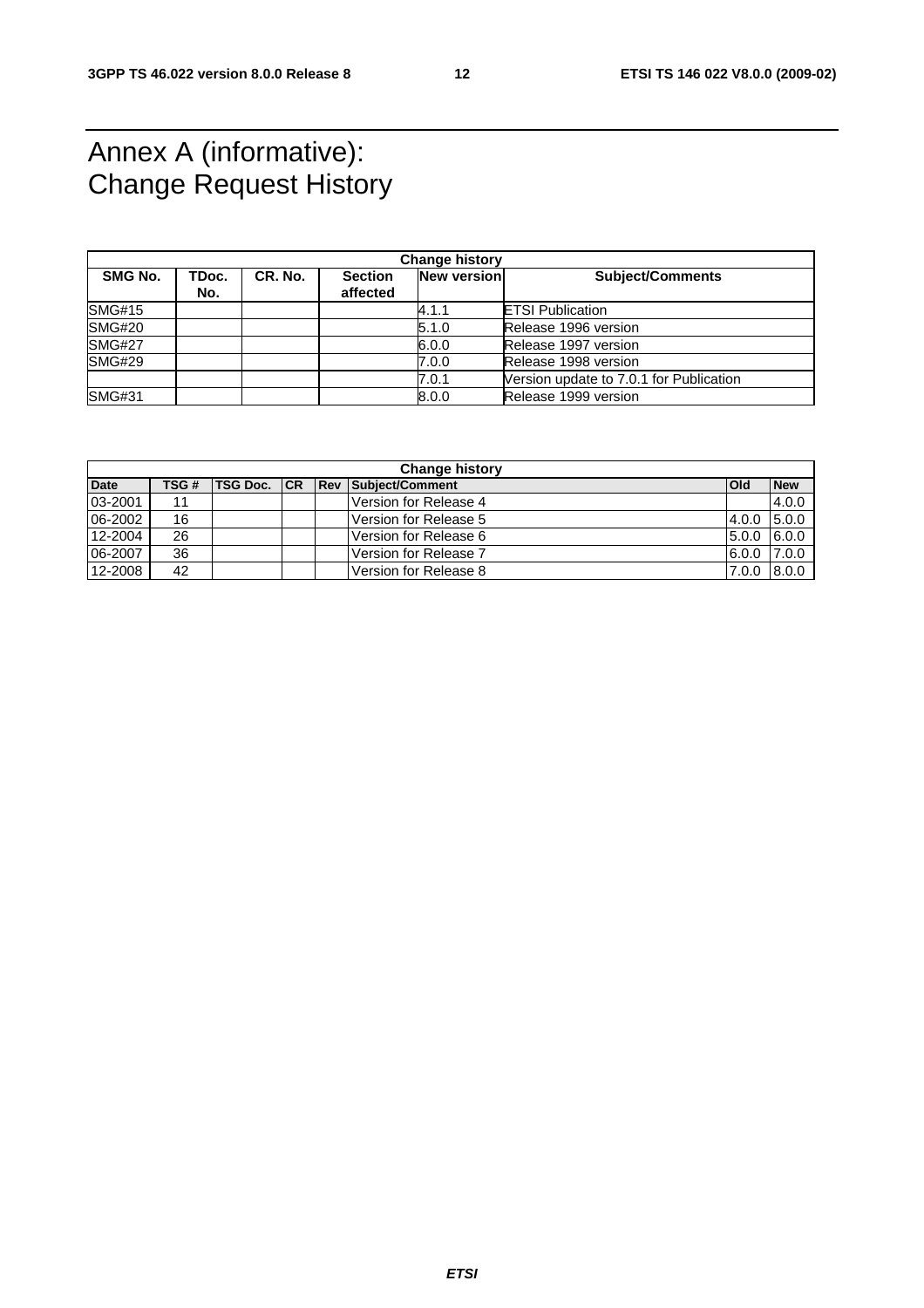# Annex A (informative): Change Request History

| Change history | | | | | |
|---|---|---|---|---|---|
| **SMG No.** | **TDoc. No.** | **CR. No.** | **Section affected** | **New version** | **Subject/Comments** |
| SMG#15 | | | | 4.1.1 | ETSI Publication |
| SMG#20 | | | | 5.1.0 | Release 1996 version |
| SMG#27 | | | | 6.0.0 | Release 1997 version |
| SMG#29 | | | | 7.0.0 | Release 1998 version |
| | | | | 7.0.1 | Version update to 7.0.1 for Publication |
| SMG#31 | | | | 8.0.0 | Release 1999 version |

| Change history | | | | | | | |
|---|---|---|---|---|---|---|---|
| **Date** | **TSG #** | **TSG Doc.** | **CR** | **Rev** | **Subject/Comment** | **Old** | **New** |
| 03-2001 | 11 | | | | Version for Release 4 | | 4.0.0 |
| 06-2002 | 16 | | | | Version for Release 5 | 4.0.0 | 5.0.0 |
| 12-2004 | 26 | | | | Version for Release 6 | 5.0.0 | 6.0.0 |
| 06-2007 | 36 | | | | Version for Release 7 | 6.0.0 | 7.0.0 |
| 12-2008 | 42 | | | | Version for Release 8 | 7.0.0 | 8.0.0 |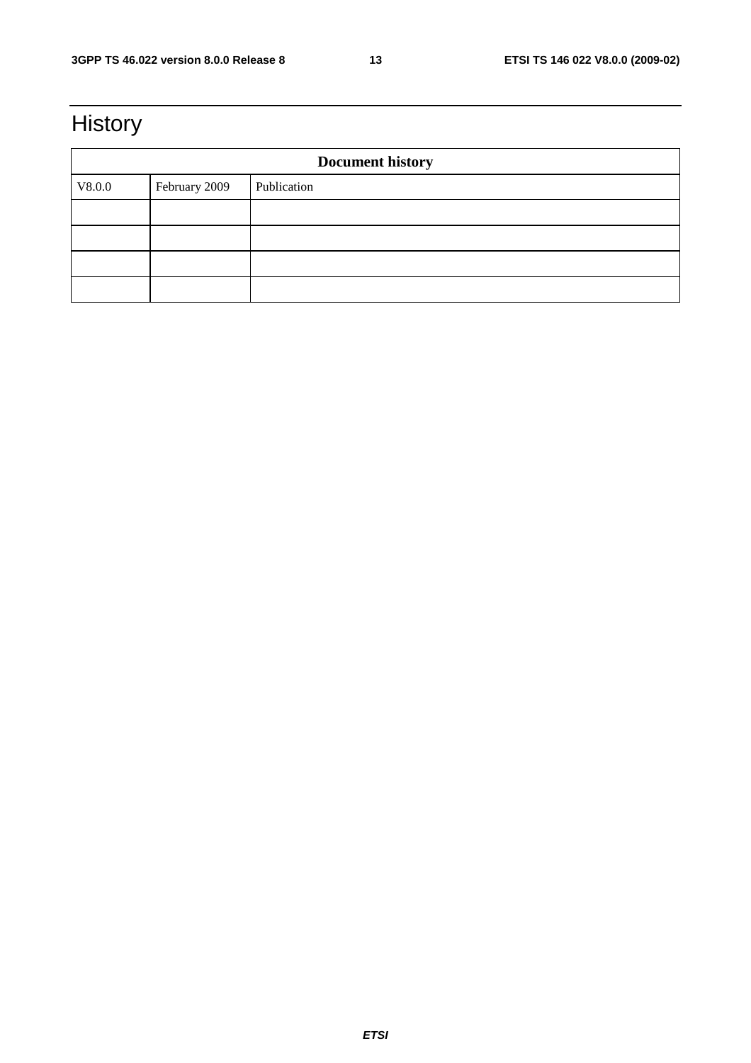# History

| Document history | | |
|---|---|---|
| V8.0.0 | February 2009 | Publication |
| | | |
| | | |
| | | |
| | | |